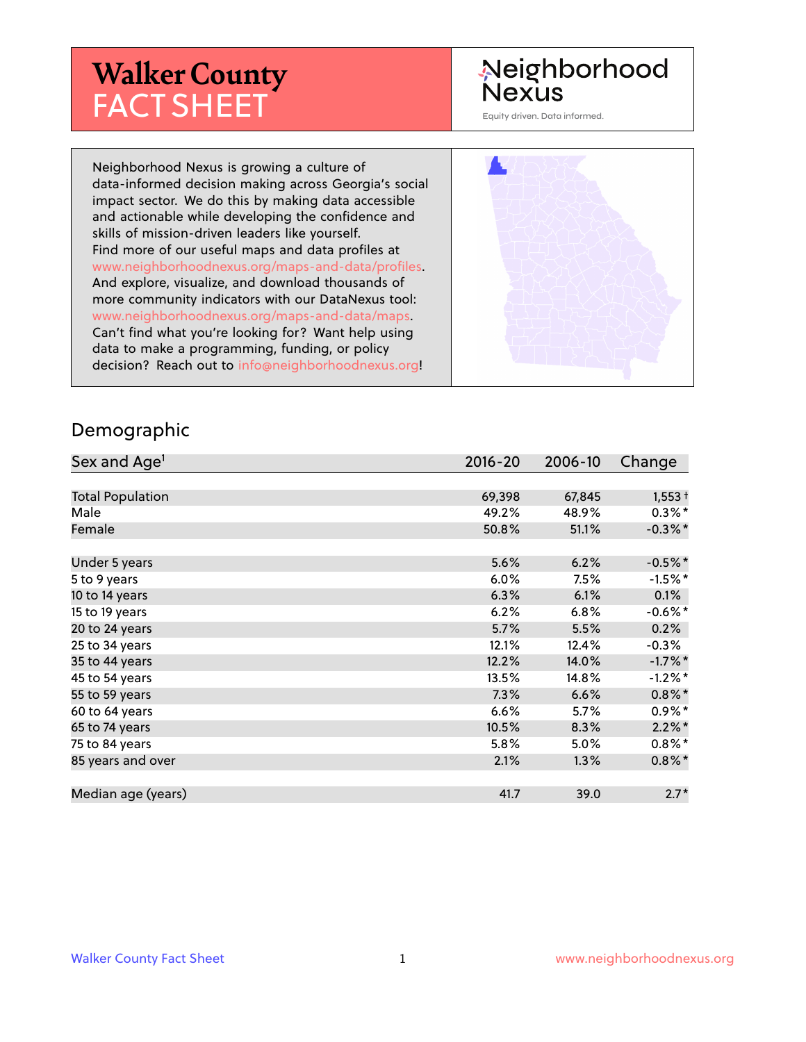# Walker County FACT SHEET

Neighborhood Nexus

Equity driven. Data informed.

Neighborhood Nexus is growing a culture of data-informed decision making across Georgia's social impact sector. We do this by making data accessible and actionable while developing the confidence and skills of mission-driven leaders like yourself. Find more of our useful maps and data profiles at www.neighborhoodnexus.org/maps-and-data/profiles. And explore, visualize, and download thousands of more community indicators with our DataNexus tool: www.neighborhoodnexus.org/maps-and-data/maps. Can't find what you're looking for? Want help using data to make a programming, funding, or policy decision? Reach out to info@neighborhoodnexus.org!

## Demographic

| Sex and Age[1] | 2016-20 | 2006-10 | Change |
|---|---|---|---|
| Total Population | 69,398 | 67,845 | 1,553 † |
| Male | 49.2% | 48.9% | 0.3%* |
| Female | 50.8% | 51.1% | -0.3%* |
| Under 5 years | 5.6% | 6.2% | -0.5%* |
| 5 to 9 years | 6.0% | 7.5% | -1.5%* |
| 10 to 14 years | 6.3% | 6.1% | 0.1% |
| 15 to 19 years | 6.2% | 6.8% | -0.6%* |
| 20 to 24 years | 5.7% | 5.5% | 0.2% |
| 25 to 34 years | 12.1% | 12.4% | -0.3% |
| 35 to 44 years | 12.2% | 14.0% | -1.7%* |
| 45 to 54 years | 13.5% | 14.8% | -1.2%* |
| 55 to 59 years | 7.3% | 6.6% | 0.8%* |
| 60 to 64 years | 6.6% | 5.7% | 0.9%* |
| 65 to 74 years | 10.5% | 8.3% | 2.2%* |
| 75 to 84 years | 5.8% | 5.0% | 0.8%* |
| 85 years and over | 2.1% | 1.3% | 0.8%* |
| Median age (years) | 41.7 | 39.0 | 2.7* |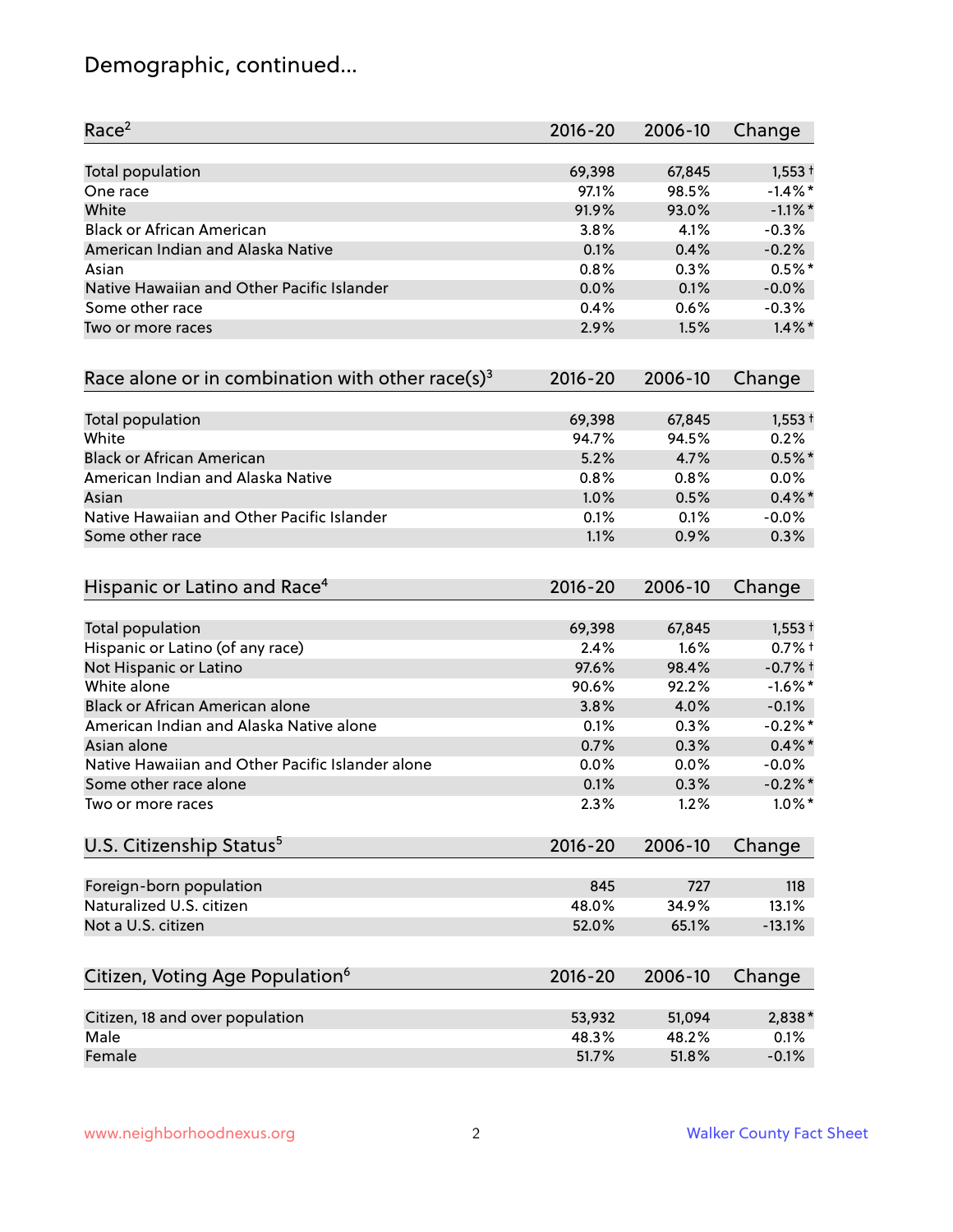# Demographic, continued...

| Race[2] | 2016-20 | 2006-10 | Change |
|---|---|---|---|
| Total population | 69,398 | 67,845 | 1,553 † |
| One race | 97.1% | 98.5% | -1.4% * |
| White | 91.9% | 93.0% | -1.1% * |
| Black or African American | 3.8% | 4.1% | -0.3% |
| American Indian and Alaska Native | 0.1% | 0.4% | -0.2% |
| Asian | 0.8% | 0.3% | 0.5% * |
| Native Hawaiian and Other Pacific Islander | 0.0% | 0.1% | -0.0% |
| Some other race | 0.4% | 0.6% | -0.3% |
| Two or more races | 2.9% | 1.5% | 1.4% * |

| Race alone or in combination with other race(s)[3] | 2016-20 | 2006-10 | Change |
|---|---|---|---|
| Total population | 69,398 | 67,845 | 1,553 † |
| White | 94.7% | 94.5% | 0.2% |
| Black or African American | 5.2% | 4.7% | 0.5% * |
| American Indian and Alaska Native | 0.8% | 0.8% | 0.0% |
| Asian | 1.0% | 0.5% | 0.4% * |
| Native Hawaiian and Other Pacific Islander | 0.1% | 0.1% | -0.0% |
| Some other race | 1.1% | 0.9% | 0.3% |

| Hispanic or Latino and Race[4] | 2016-20 | 2006-10 | Change |
|---|---|---|---|
| Total population | 69,398 | 67,845 | 1,553 † |
| Hispanic or Latino (of any race) | 2.4% | 1.6% | 0.7% † |
| Not Hispanic or Latino | 97.6% | 98.4% | -0.7% † |
| White alone | 90.6% | 92.2% | -1.6% * |
| Black or African American alone | 3.8% | 4.0% | -0.1% |
| American Indian and Alaska Native alone | 0.1% | 0.3% | -0.2% * |
| Asian alone | 0.7% | 0.3% | 0.4% * |
| Native Hawaiian and Other Pacific Islander alone | 0.0% | 0.0% | -0.0% |
| Some other race alone | 0.1% | 0.3% | -0.2% * |
| Two or more races | 2.3% | 1.2% | 1.0% * |

| U.S. Citizenship Status[5] | 2016-20 | 2006-10 | Change |
|---|---|---|---|
| Foreign-born population | 845 | 727 | 118 |
| Naturalized U.S. citizen | 48.0% | 34.9% | 13.1% |
| Not a U.S. citizen | 52.0% | 65.1% | -13.1% |

| Citizen, Voting Age Population[6] | 2016-20 | 2006-10 | Change |
|---|---|---|---|
| Citizen, 18 and over population | 53,932 | 51,094 | 2,838 * |
| Male | 48.3% | 48.2% | 0.1% |
| Female | 51.7% | 51.8% | -0.1% |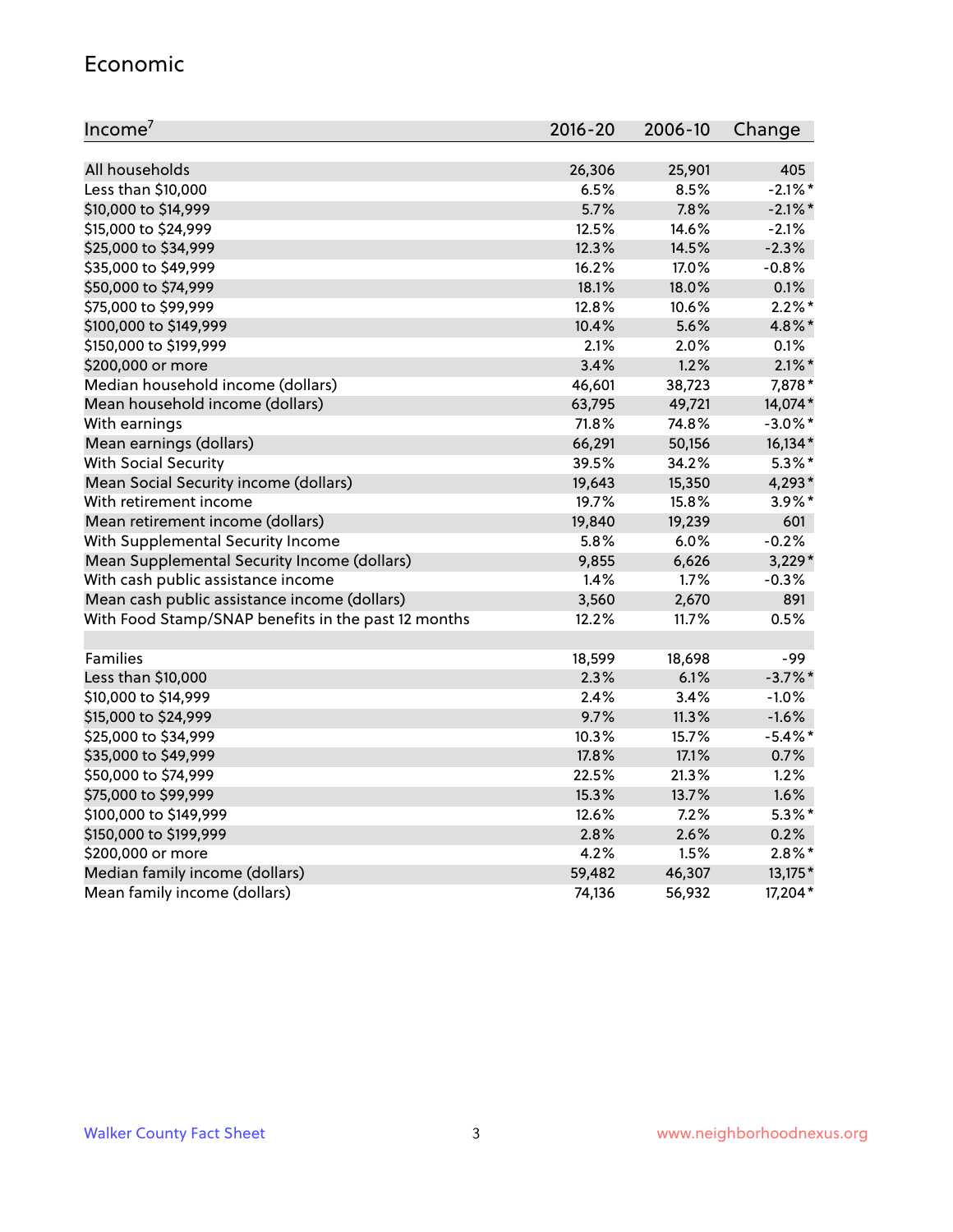## Economic

| Income[7] | 2016-20 | 2006-10 | Change |
|---|---|---|---|
| All households | 26,306 | 25,901 | 405 |
| Less than $10,000 | 6.5% | 8.5% | -2.1%* |
| $10,000 to $14,999 | 5.7% | 7.8% | -2.1%* |
| $15,000 to $24,999 | 12.5% | 14.6% | -2.1% |
| $25,000 to $34,999 | 12.3% | 14.5% | -2.3% |
| $35,000 to $49,999 | 16.2% | 17.0% | -0.8% |
| $50,000 to $74,999 | 18.1% | 18.0% | 0.1% |
| $75,000 to $99,999 | 12.8% | 10.6% | 2.2%* |
| $100,000 to $149,999 | 10.4% | 5.6% | 4.8%* |
| $150,000 to $199,999 | 2.1% | 2.0% | 0.1% |
| $200,000 or more | 3.4% | 1.2% | 2.1%* |
| Median household income (dollars) | 46,601 | 38,723 | 7,878* |
| Mean household income (dollars) | 63,795 | 49,721 | 14,074* |
| With earnings | 71.8% | 74.8% | -3.0%* |
| Mean earnings (dollars) | 66,291 | 50,156 | 16,134* |
| With Social Security | 39.5% | 34.2% | 5.3%* |
| Mean Social Security income (dollars) | 19,643 | 15,350 | 4,293* |
| With retirement income | 19.7% | 15.8% | 3.9%* |
| Mean retirement income (dollars) | 19,840 | 19,239 | 601 |
| With Supplemental Security Income | 5.8% | 6.0% | -0.2% |
| Mean Supplemental Security Income (dollars) | 9,855 | 6,626 | 3,229* |
| With cash public assistance income | 1.4% | 1.7% | -0.3% |
| Mean cash public assistance income (dollars) | 3,560 | 2,670 | 891 |
| With Food Stamp/SNAP benefits in the past 12 months | 12.2% | 11.7% | 0.5% |
| | | | |
| Families | 18,599 | 18,698 | -99 |
| Less than $10,000 | 2.3% | 6.1% | -3.7%* |
| $10,000 to $14,999 | 2.4% | 3.4% | -1.0% |
| $15,000 to $24,999 | 9.7% | 11.3% | -1.6% |
| $25,000 to $34,999 | 10.3% | 15.7% | -5.4%* |
| $35,000 to $49,999 | 17.8% | 17.1% | 0.7% |
| $50,000 to $74,999 | 22.5% | 21.3% | 1.2% |
| $75,000 to $99,999 | 15.3% | 13.7% | 1.6% |
| $100,000 to $149,999 | 12.6% | 7.2% | 5.3%* |
| $150,000 to $199,999 | 2.8% | 2.6% | 0.2% |
| $200,000 or more | 4.2% | 1.5% | 2.8%* |
| Median family income (dollars) | 59,482 | 46,307 | 13,175* |
| Mean family income (dollars) | 74,136 | 56,932 | 17,204* |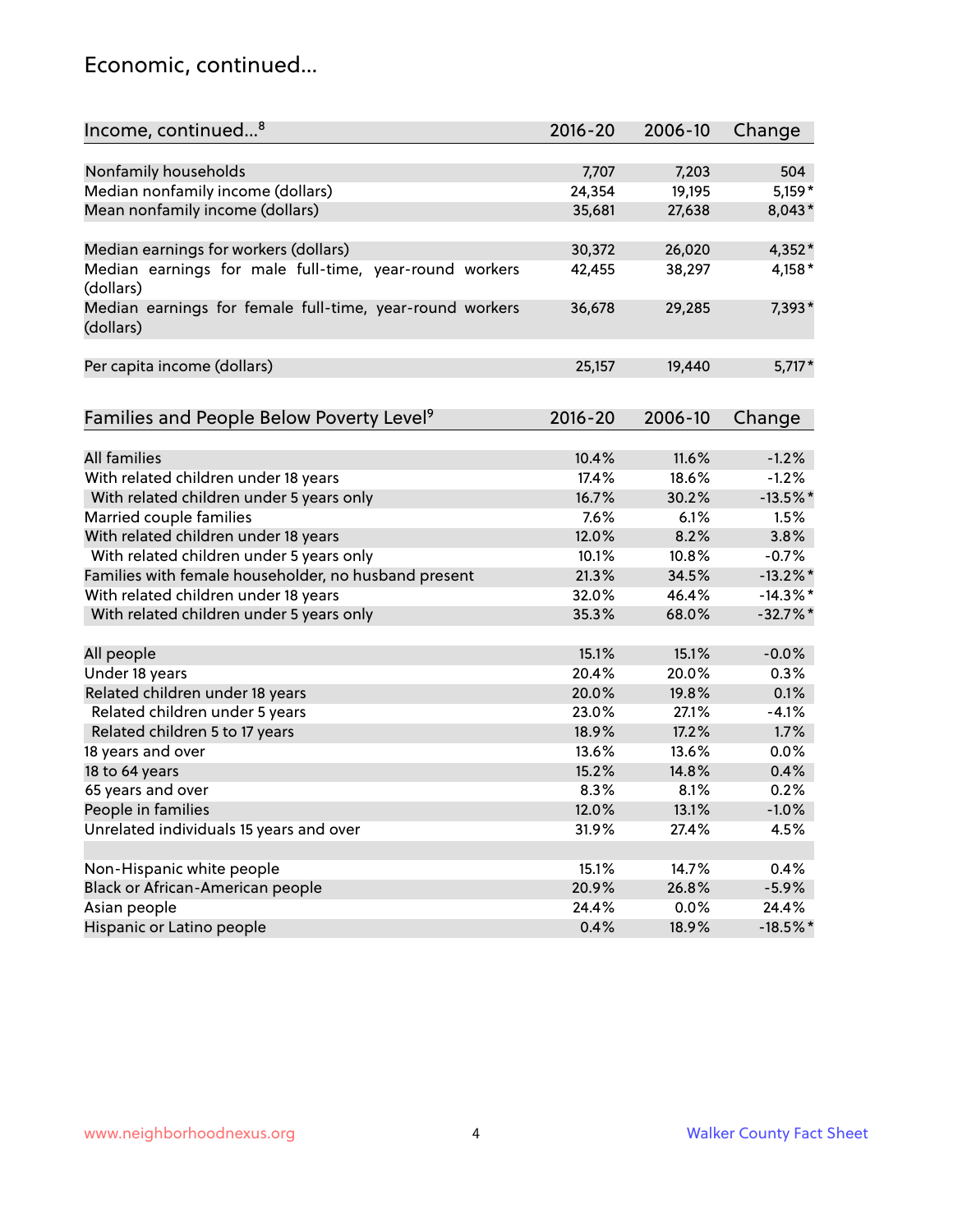## Economic, continued...

| Income, continued...[8] | 2016-20 | 2006-10 | Change |
|---|---|---|---|
| Nonfamily households | 7,707 | 7,203 | 504 |
| Median nonfamily income (dollars) | 24,354 | 19,195 | 5,159* |
| Mean nonfamily income (dollars) | 35,681 | 27,638 | 8,043* |
| Median earnings for workers (dollars) | 30,372 | 26,020 | 4,352* |
| Median earnings for male full-time, year-round workers (dollars) | 42,455 | 38,297 | 4,158* |
| Median earnings for female full-time, year-round workers (dollars) | 36,678 | 29,285 | 7,393* |
| Per capita income (dollars) | 25,157 | 19,440 | 5,717* |

| Families and People Below Poverty Level[9] | 2016-20 | 2006-10 | Change |
|---|---|---|---|
| All families | 10.4% | 11.6% | -1.2% |
| With related children under 18 years | 17.4% | 18.6% | -1.2% |
| With related children under 5 years only | 16.7% | 30.2% | -13.5%* |
| Married couple families | 7.6% | 6.1% | 1.5% |
| With related children under 18 years | 12.0% | 8.2% | 3.8% |
| With related children under 5 years only | 10.1% | 10.8% | -0.7% |
| Families with female householder, no husband present | 21.3% | 34.5% | -13.2%* |
| With related children under 18 years | 32.0% | 46.4% | -14.3%* |
| With related children under 5 years only | 35.3% | 68.0% | -32.7%* |
| All people | 15.1% | 15.1% | -0.0% |
| Under 18 years | 20.4% | 20.0% | 0.3% |
| Related children under 18 years | 20.0% | 19.8% | 0.1% |
| Related children under 5 years | 23.0% | 27.1% | -4.1% |
| Related children 5 to 17 years | 18.9% | 17.2% | 1.7% |
| 18 years and over | 13.6% | 13.6% | 0.0% |
| 18 to 64 years | 15.2% | 14.8% | 0.4% |
| 65 years and over | 8.3% | 8.1% | 0.2% |
| People in families | 12.0% | 13.1% | -1.0% |
| Unrelated individuals 15 years and over | 31.9% | 27.4% | 4.5% |
| Non-Hispanic white people | 15.1% | 14.7% | 0.4% |
| Black or African-American people | 20.9% | 26.8% | -5.9% |
| Asian people | 24.4% | 0.0% | 24.4% |
| Hispanic or Latino people | 0.4% | 18.9% | -18.5%* |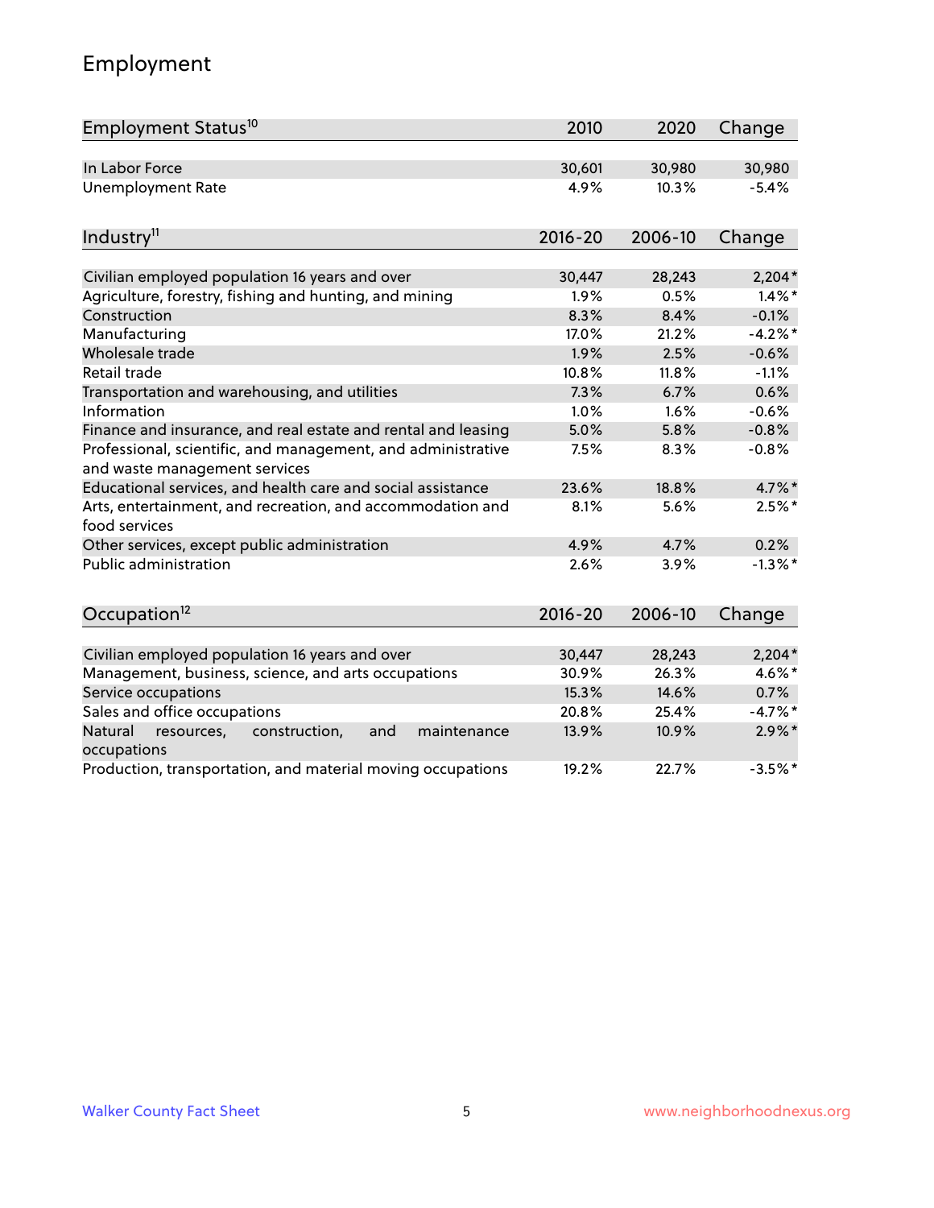## Employment

| Employment Status[10] | 2010 | 2020 | Change |
|---|---|---|---|
| In Labor Force | 30,601 | 30,980 | 30,980 |
| Unemployment Rate | 4.9% | 10.3% | -5.4% |

| Industry[11] | 2016-20 | 2006-10 | Change |
|---|---|---|---|
| Civilian employed population 16 years and over | 30,447 | 28,243 | 2,204* |
| Agriculture, forestry, fishing and hunting, and mining | 1.9% | 0.5% | 1.4%* |
| Construction | 8.3% | 8.4% | -0.1% |
| Manufacturing | 17.0% | 21.2% | -4.2%* |
| Wholesale trade | 1.9% | 2.5% | -0.6% |
| Retail trade | 10.8% | 11.8% | -1.1% |
| Transportation and warehousing, and utilities | 7.3% | 6.7% | 0.6% |
| Information | 1.0% | 1.6% | -0.6% |
| Finance and insurance, and real estate and rental and leasing | 5.0% | 5.8% | -0.8% |
| Professional, scientific, and management, and administrative and waste management services | 7.5% | 8.3% | -0.8% |
| Educational services, and health care and social assistance | 23.6% | 18.8% | 4.7%* |
| Arts, entertainment, and recreation, and accommodation and food services | 8.1% | 5.6% | 2.5%* |
| Other services, except public administration | 4.9% | 4.7% | 0.2% |
| Public administration | 2.6% | 3.9% | -1.3%* |

| Occupation[12] | 2016-20 | 2006-10 | Change |
|---|---|---|---|
| Civilian employed population 16 years and over | 30,447 | 28,243 | 2,204* |
| Management, business, science, and arts occupations | 30.9% | 26.3% | 4.6%* |
| Service occupations | 15.3% | 14.6% | 0.7% |
| Sales and office occupations | 20.8% | 25.4% | -4.7%* |
| Natural resources, construction, and maintenance occupations | 13.9% | 10.9% | 2.9%* |
| Production, transportation, and material moving occupations | 19.2% | 22.7% | -3.5%* |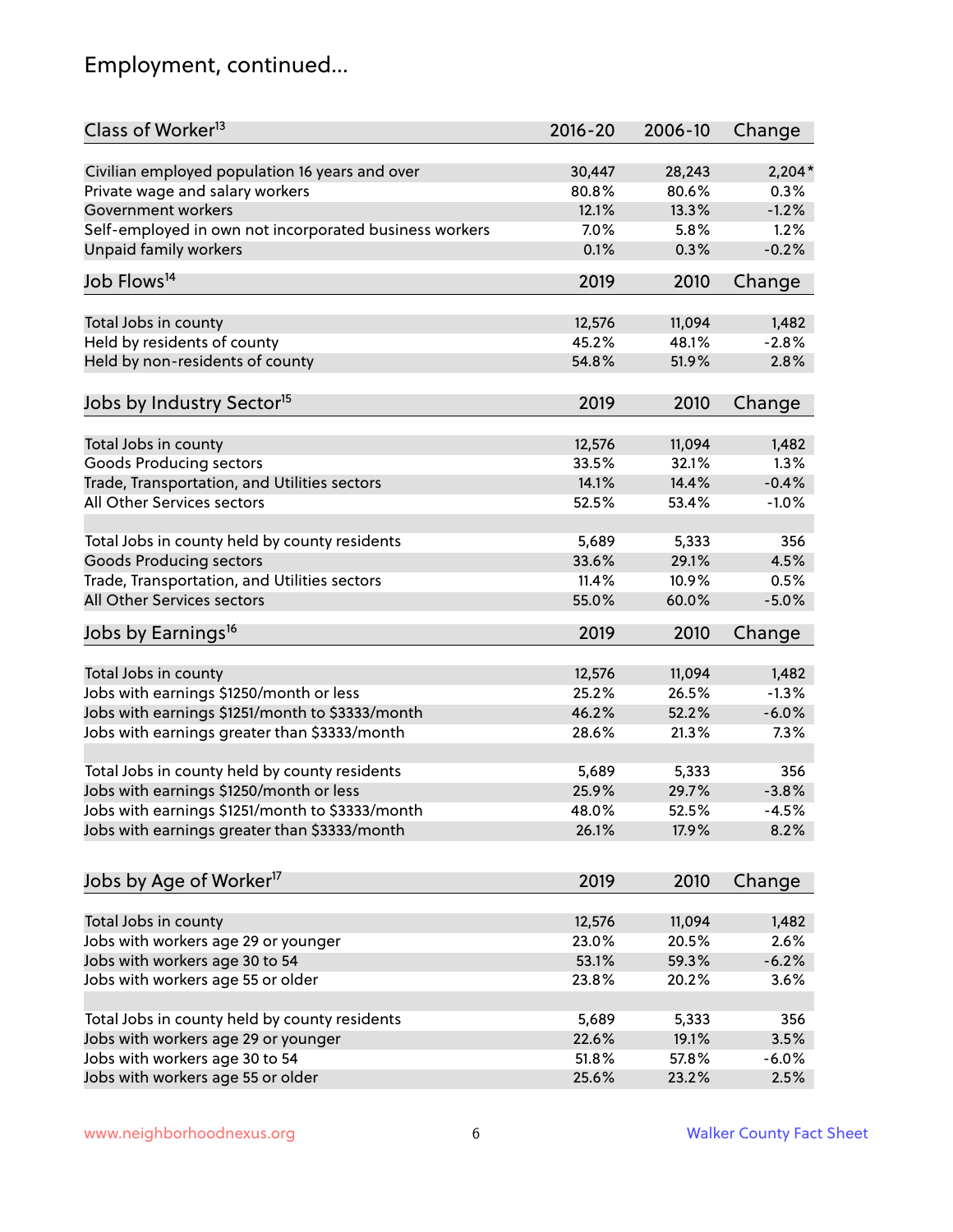## Employment, continued...

| Class of Worker[13] | 2016-20 | 2006-10 | Change |
|---|---|---|---|
| Civilian employed population 16 years and over | 30,447 | 28,243 | 2,204* |
| Private wage and salary workers | 80.8% | 80.6% | 0.3% |
| Government workers | 12.1% | 13.3% | -1.2% |
| Self-employed in own not incorporated business workers | 7.0% | 5.8% | 1.2% |
| Unpaid family workers | 0.1% | 0.3% | -0.2% |

| Job Flows[14] | 2019 | 2010 | Change |
|---|---|---|---|
| Total Jobs in county | 12,576 | 11,094 | 1,482 |
| Held by residents of county | 45.2% | 48.1% | -2.8% |
| Held by non-residents of county | 54.8% | 51.9% | 2.8% |

| Jobs by Industry Sector[15] | 2019 | 2010 | Change |
|---|---|---|---|
| Total Jobs in county | 12,576 | 11,094 | 1,482 |
| Goods Producing sectors | 33.5% | 32.1% | 1.3% |
| Trade, Transportation, and Utilities sectors | 14.1% | 14.4% | -0.4% |
| All Other Services sectors | 52.5% | 53.4% | -1.0% |
| | | | |
| Total Jobs in county held by county residents | 5,689 | 5,333 | 356 |
| Goods Producing sectors | 33.6% | 29.1% | 4.5% |
| Trade, Transportation, and Utilities sectors | 11.4% | 10.9% | 0.5% |
| All Other Services sectors | 55.0% | 60.0% | -5.0% |

| Jobs by Earnings[16] | 2019 | 2010 | Change |
|---|---|---|---|
| Total Jobs in county | 12,576 | 11,094 | 1,482 |
| Jobs with earnings $1250/month or less | 25.2% | 26.5% | -1.3% |
| Jobs with earnings $1251/month to $3333/month | 46.2% | 52.2% | -6.0% |
| Jobs with earnings greater than $3333/month | 28.6% | 21.3% | 7.3% |
| | | | |
| Total Jobs in county held by county residents | 5,689 | 5,333 | 356 |
| Jobs with earnings $1250/month or less | 25.9% | 29.7% | -3.8% |
| Jobs with earnings $1251/month to $3333/month | 48.0% | 52.5% | -4.5% |
| Jobs with earnings greater than $3333/month | 26.1% | 17.9% | 8.2% |

| Jobs by Age of Worker[17] | 2019 | 2010 | Change |
|---|---|---|---|
| Total Jobs in county | 12,576 | 11,094 | 1,482 |
| Jobs with workers age 29 or younger | 23.0% | 20.5% | 2.6% |
| Jobs with workers age 30 to 54 | 53.1% | 59.3% | -6.2% |
| Jobs with workers age 55 or older | 23.8% | 20.2% | 3.6% |
| | | | |
| Total Jobs in county held by county residents | 5,689 | 5,333 | 356 |
| Jobs with workers age 29 or younger | 22.6% | 19.1% | 3.5% |
| Jobs with workers age 30 to 54 | 51.8% | 57.8% | -6.0% |
| Jobs with workers age 55 or older | 25.6% | 23.2% | 2.5% |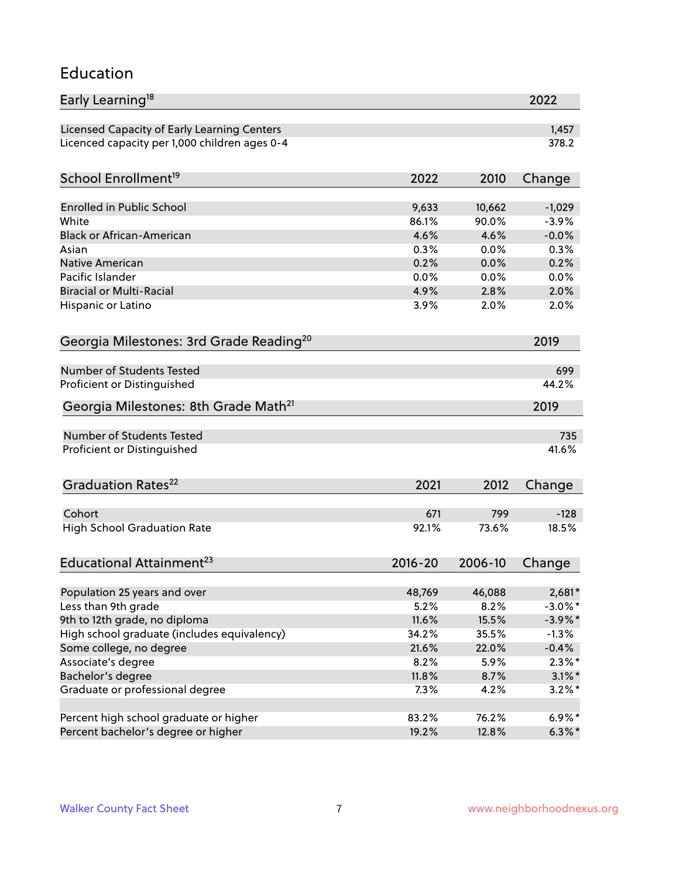# Education

| Early Learning[18] | 2022 |
|---|---|
| Licensed Capacity of Early Learning Centers | 1,457 |
| Licenced capacity per 1,000 children ages 0-4 | 378.2 |

| School Enrollment[19] | 2022 | 2010 | Change |
|---|---|---|---|
| Enrolled in Public School | 9,633 | 10,662 | -1,029 |
| White | 86.1% | 90.0% | -3.9% |
| Black or African-American | 4.6% | 4.6% | -0.0% |
| Asian | 0.3% | 0.0% | 0.3% |
| Native American | 0.2% | 0.0% | 0.2% |
| Pacific Islander | 0.0% | 0.0% | 0.0% |
| Biracial or Multi-Racial | 4.9% | 2.8% | 2.0% |
| Hispanic or Latino | 3.9% | 2.0% | 2.0% |

| Georgia Milestones: 3rd Grade Reading[20] | 2019 |
|---|---|
| Number of Students Tested | 699 |
| Proficient or Distinguished | 44.2% |

| Georgia Milestones: 8th Grade Math[21] | 2019 |
|---|---|
| Number of Students Tested | 735 |
| Proficient or Distinguished | 41.6% |

| Graduation Rates[22] | 2021 | 2012 | Change |
|---|---|---|---|
| Cohort | 671 | 799 | -128 |
| High School Graduation Rate | 92.1% | 73.6% | 18.5% |

| Educational Attainment[23] | 2016-20 | 2006-10 | Change |
|---|---|---|---|
| Population 25 years and over | 48,769 | 46,088 | 2,681* |
| Less than 9th grade | 5.2% | 8.2% | -3.0%* |
| 9th to 12th grade, no diploma | 11.6% | 15.5% | -3.9%* |
| High school graduate (includes equivalency) | 34.2% | 35.5% | -1.3% |
| Some college, no degree | 21.6% | 22.0% | -0.4% |
| Associate's degree | 8.2% | 5.9% | 2.3%* |
| Bachelor's degree | 11.8% | 8.7% | 3.1%* |
| Graduate or professional degree | 7.3% | 4.2% | 3.2%* |
| | | | |
| Percent high school graduate or higher | 83.2% | 76.2% | 6.9%* |
| Percent bachelor's degree or higher | 19.2% | 12.8% | 6.3%* |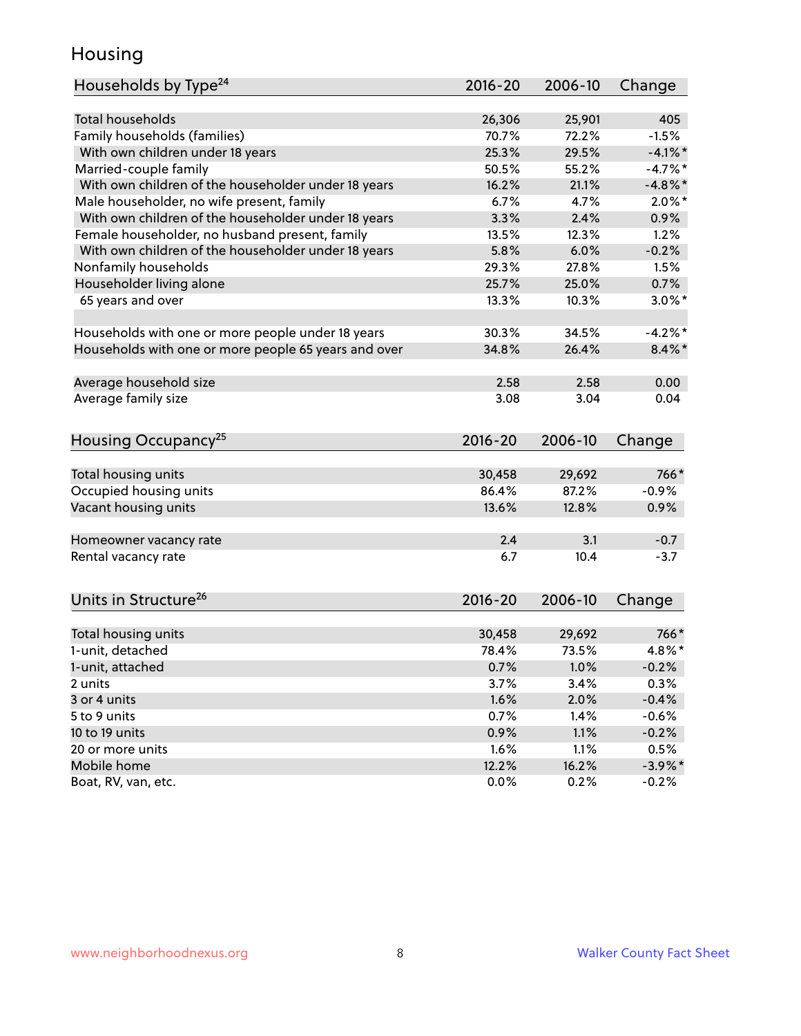# Housing

| Households by Type[24] | 2016-20 | 2006-10 | Change |
|---|---|---|---|
| Total households | 26,306 | 25,901 | 405 |
| Family households (families) | 70.7% | 72.2% | -1.5% |
| With own children under 18 years | 25.3% | 29.5% | -4.1%* |
| Married-couple family | 50.5% | 55.2% | -4.7%* |
| With own children of the householder under 18 years | 16.2% | 21.1% | -4.8%* |
| Male householder, no wife present, family | 6.7% | 4.7% | 2.0%* |
| With own children of the householder under 18 years | 3.3% | 2.4% | 0.9% |
| Female householder, no husband present, family | 13.5% | 12.3% | 1.2% |
| With own children of the householder under 18 years | 5.8% | 6.0% | -0.2% |
| Nonfamily households | 29.3% | 27.8% | 1.5% |
| Householder living alone | 25.7% | 25.0% | 0.7% |
| 65 years and over | 13.3% | 10.3% | 3.0%* |
| | | | |
| Households with one or more people under 18 years | 30.3% | 34.5% | -4.2%* |
| Households with one or more people 65 years and over | 34.8% | 26.4% | 8.4%* |
| | | | |
| Average household size | 2.58 | 2.58 | 0.00 |
| Average family size | 3.08 | 3.04 | 0.04 |

| Housing Occupancy[25] | 2016-20 | 2006-10 | Change |
|---|---|---|---|
| Total housing units | 30,458 | 29,692 | 766* |
| Occupied housing units | 86.4% | 87.2% | -0.9% |
| Vacant housing units | 13.6% | 12.8% | 0.9% |
| | | | |
| Homeowner vacancy rate | 2.4 | 3.1 | -0.7 |
| Rental vacancy rate | 6.7 | 10.4 | -3.7 |

| Units in Structure[26] | 2016-20 | 2006-10 | Change |
|---|---|---|---|
| Total housing units | 30,458 | 29,692 | 766* |
| 1-unit, detached | 78.4% | 73.5% | 4.8%* |
| 1-unit, attached | 0.7% | 1.0% | -0.2% |
| 2 units | 3.7% | 3.4% | 0.3% |
| 3 or 4 units | 1.6% | 2.0% | -0.4% |
| 5 to 9 units | 0.7% | 1.4% | -0.6% |
| 10 to 19 units | 0.9% | 1.1% | -0.2% |
| 20 or more units | 1.6% | 1.1% | 0.5% |
| Mobile home | 12.2% | 16.2% | -3.9%* |
| Boat, RV, van, etc. | 0.0% | 0.2% | -0.2% |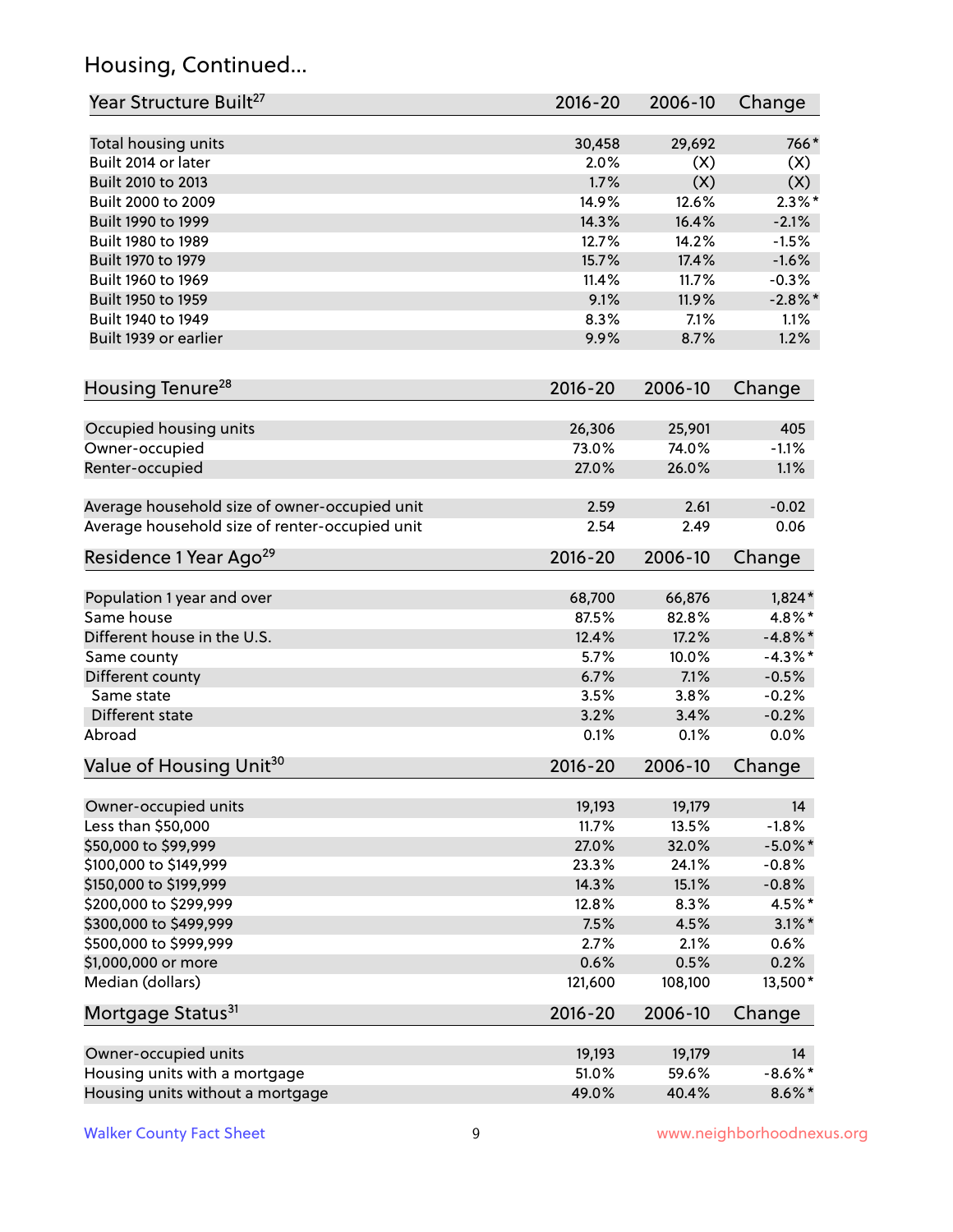## Housing, Continued...

| Year Structure Built[27] | 2016-20 | 2006-10 | Change |
|---|---|---|---|
| Total housing units | 30,458 | 29,692 | 766* |
| Built 2014 or later | 2.0% | (X) | (X) |
| Built 2010 to 2013 | 1.7% | (X) | (X) |
| Built 2000 to 2009 | 14.9% | 12.6% | 2.3%* |
| Built 1990 to 1999 | 14.3% | 16.4% | -2.1% |
| Built 1980 to 1989 | 12.7% | 14.2% | -1.5% |
| Built 1970 to 1979 | 15.7% | 17.4% | -1.6% |
| Built 1960 to 1969 | 11.4% | 11.7% | -0.3% |
| Built 1950 to 1959 | 9.1% | 11.9% | -2.8%* |
| Built 1940 to 1949 | 8.3% | 7.1% | 1.1% |
| Built 1939 or earlier | 9.9% | 8.7% | 1.2% |

| Housing Tenure[28] | 2016-20 | 2006-10 | Change |
|---|---|---|---|
| Occupied housing units | 26,306 | 25,901 | 405 |
| Owner-occupied | 73.0% | 74.0% | -1.1% |
| Renter-occupied | 27.0% | 26.0% | 1.1% |
| Average household size of owner-occupied unit | 2.59 | 2.61 | -0.02 |
| Average household size of renter-occupied unit | 2.54 | 2.49 | 0.06 |

| Residence 1 Year Ago[29] | 2016-20 | 2006-10 | Change |
|---|---|---|---|
| Population 1 year and over | 68,700 | 66,876 | 1,824* |
| Same house | 87.5% | 82.8% | 4.8%* |
| Different house in the U.S. | 12.4% | 17.2% | -4.8%* |
| Same county | 5.7% | 10.0% | -4.3%* |
| Different county | 6.7% | 7.1% | -0.5% |
| Same state | 3.5% | 3.8% | -0.2% |
| Different state | 3.2% | 3.4% | -0.2% |
| Abroad | 0.1% | 0.1% | 0.0% |

| Value of Housing Unit[30] | 2016-20 | 2006-10 | Change |
|---|---|---|---|
| Owner-occupied units | 19,193 | 19,179 | 14 |
| Less than $50,000 | 11.7% | 13.5% | -1.8% |
| $50,000 to $99,999 | 27.0% | 32.0% | -5.0%* |
| $100,000 to $149,999 | 23.3% | 24.1% | -0.8% |
| $150,000 to $199,999 | 14.3% | 15.1% | -0.8% |
| $200,000 to $299,999 | 12.8% | 8.3% | 4.5%* |
| $300,000 to $499,999 | 7.5% | 4.5% | 3.1%* |
| $500,000 to $999,999 | 2.7% | 2.1% | 0.6% |
| $1,000,000 or more | 0.6% | 0.5% | 0.2% |
| Median (dollars) | 121,600 | 108,100 | 13,500* |

| Mortgage Status[31] | 2016-20 | 2006-10 | Change |
|---|---|---|---|
| Owner-occupied units | 19,193 | 19,179 | 14 |
| Housing units with a mortgage | 51.0% | 59.6% | -8.6%* |
| Housing units without a mortgage | 49.0% | 40.4% | 8.6%* |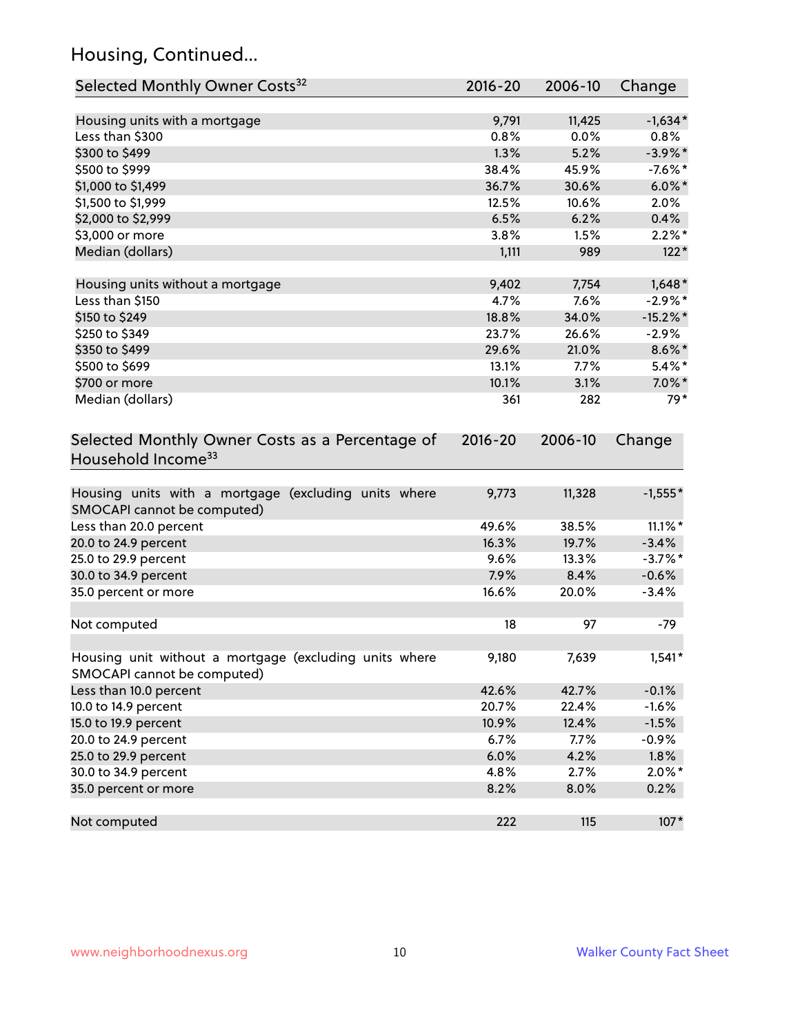## Housing, Continued...

| Selected Monthly Owner Costs[32] | 2016-20 | 2006-10 | Change |
|---|---|---|---|
| Housing units with a mortgage | 9,791 | 11,425 | -1,634* |
| Less than $300 | 0.8% | 0.0% | 0.8% |
| $300 to $499 | 1.3% | 5.2% | -3.9%* |
| $500 to $999 | 38.4% | 45.9% | -7.6%* |
| $1,000 to $1,499 | 36.7% | 30.6% | 6.0%* |
| $1,500 to $1,999 | 12.5% | 10.6% | 2.0% |
| $2,000 to $2,999 | 6.5% | 6.2% | 0.4% |
| $3,000 or more | 3.8% | 1.5% | 2.2%* |
| Median (dollars) | 1,111 | 989 | 122* |
| | | | |
| Housing units without a mortgage | 9,402 | 7,754 | 1,648* |
| Less than $150 | 4.7% | 7.6% | -2.9%* |
| $150 to $249 | 18.8% | 34.0% | -15.2%* |
| $250 to $349 | 23.7% | 26.6% | -2.9% |
| $350 to $499 | 29.6% | 21.0% | 8.6%* |
| $500 to $699 | 13.1% | 7.7% | 5.4%* |
| $700 or more | 10.1% | 3.1% | 7.0%* |
| Median (dollars) | 361 | 282 | 79* |

| Selected Monthly Owner Costs as a Percentage of Household Income[33] | 2016-20 | 2006-10 | Change |
|---|---|---|---|
| Housing units with a mortgage (excluding units where SMOCAPI cannot be computed) | 9,773 | 11,328 | -1,555* |
| Less than 20.0 percent | 49.6% | 38.5% | 11.1%* |
| 20.0 to 24.9 percent | 16.3% | 19.7% | -3.4% |
| 25.0 to 29.9 percent | 9.6% | 13.3% | -3.7%* |
| 30.0 to 34.9 percent | 7.9% | 8.4% | -0.6% |
| 35.0 percent or more | 16.6% | 20.0% | -3.4% |
| | | | |
| Not computed | 18 | 97 | -79 |
| | | | |
| Housing unit without a mortgage (excluding units where SMOCAPI cannot be computed) | 9,180 | 7,639 | 1,541* |
| Less than 10.0 percent | 42.6% | 42.7% | -0.1% |
| 10.0 to 14.9 percent | 20.7% | 22.4% | -1.6% |
| 15.0 to 19.9 percent | 10.9% | 12.4% | -1.5% |
| 20.0 to 24.9 percent | 6.7% | 7.7% | -0.9% |
| 25.0 to 29.9 percent | 6.0% | 4.2% | 1.8% |
| 30.0 to 34.9 percent | 4.8% | 2.7% | 2.0%* |
| 35.0 percent or more | 8.2% | 8.0% | 0.2% |
| | | | |
| Not computed | 222 | 115 | 107* |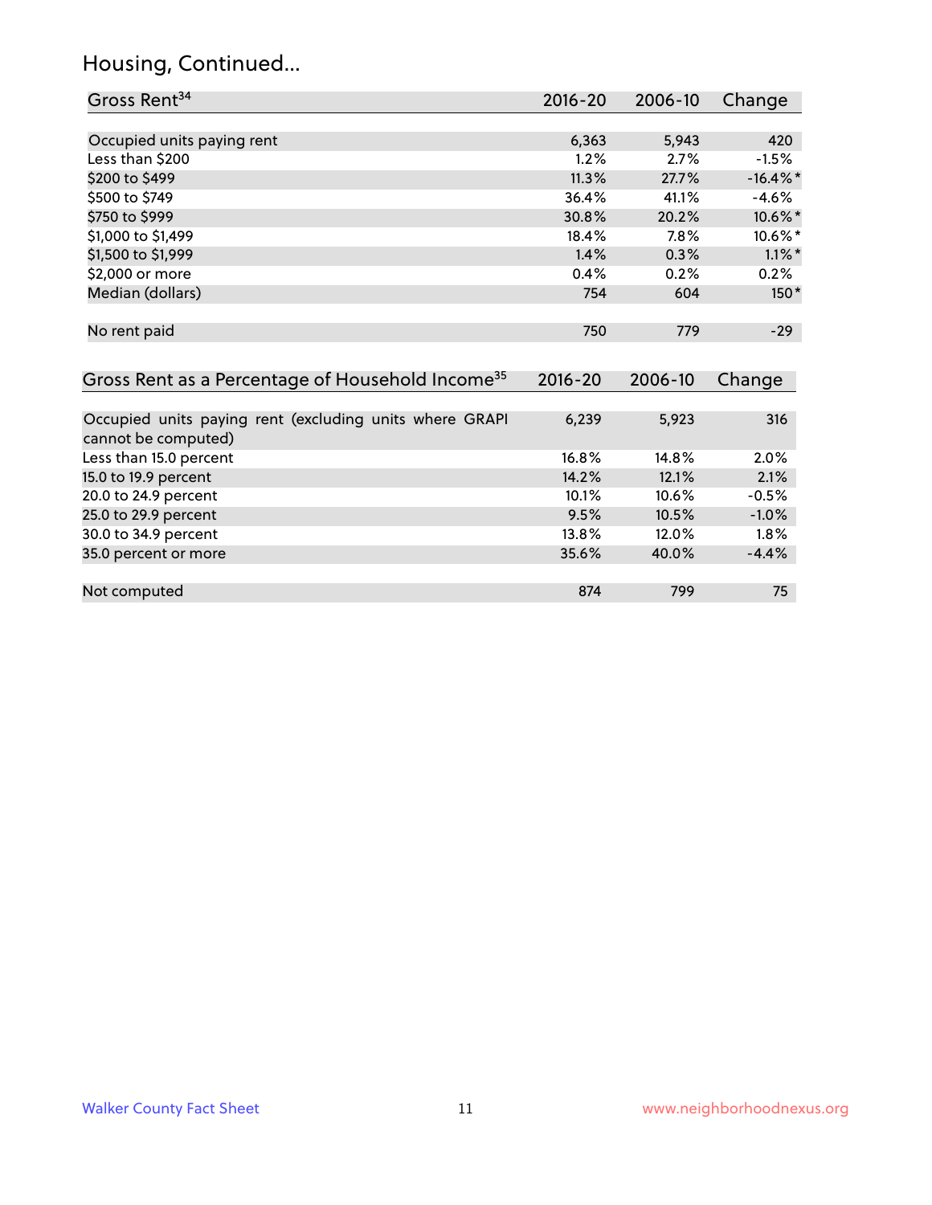## Housing, Continued...

| Gross Rent[34] | 2016-20 | 2006-10 | Change |
|---|---|---|---|
| Occupied units paying rent | 6,363 | 5,943 | 420 |
| Less than $200 | 1.2% | 2.7% | -1.5% |
| $200 to $499 | 11.3% | 27.7% | -16.4%* |
| $500 to $749 | 36.4% | 41.1% | -4.6% |
| $750 to $999 | 30.8% | 20.2% | 10.6%* |
| $1,000 to $1,499 | 18.4% | 7.8% | 10.6%* |
| $1,500 to $1,999 | 1.4% | 0.3% | 1.1%* |
| $2,000 or more | 0.4% | 0.2% | 0.2% |
| Median (dollars) | 754 | 604 | 150* |
| No rent paid | 750 | 779 | -29 |

| Gross Rent as a Percentage of Household Income[35] | 2016-20 | 2006-10 | Change |
|---|---|---|---|
| Occupied units paying rent (excluding units where GRAPI cannot be computed) | 6,239 | 5,923 | 316 |
| Less than 15.0 percent | 16.8% | 14.8% | 2.0% |
| 15.0 to 19.9 percent | 14.2% | 12.1% | 2.1% |
| 20.0 to 24.9 percent | 10.1% | 10.6% | -0.5% |
| 25.0 to 29.9 percent | 9.5% | 10.5% | -1.0% |
| 30.0 to 34.9 percent | 13.8% | 12.0% | 1.8% |
| 35.0 percent or more | 35.6% | 40.0% | -4.4% |
| Not computed | 874 | 799 | 75 |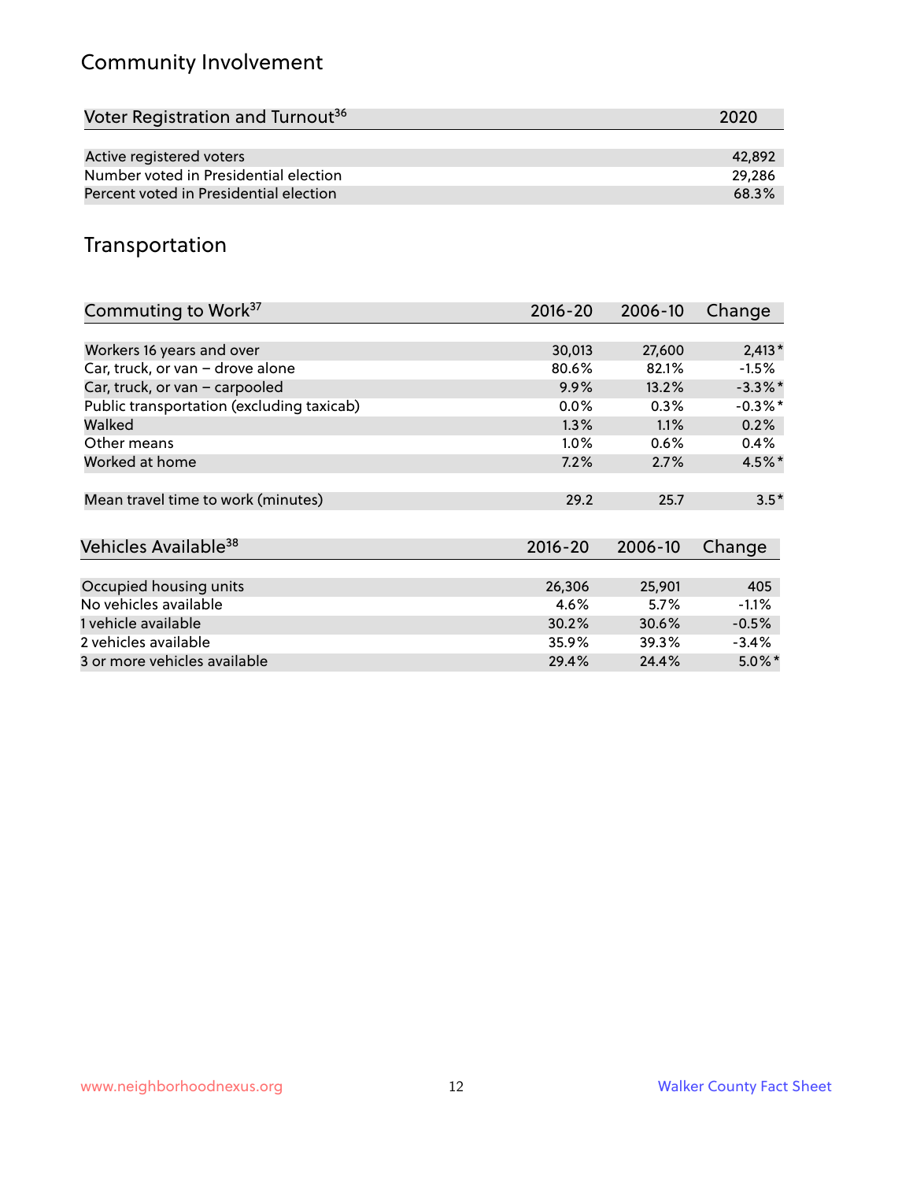## Community Involvement

| Voter Registration and Turnout[36] | 2020 |
|---|---|
| Active registered voters | 42,892 |
| Number voted in Presidential election | 29,286 |
| Percent voted in Presidential election | 68.3% |

## Transportation

| Commuting to Work[37] | 2016-20 | 2006-10 | Change |
|---|---|---|---|
| Workers 16 years and over | 30,013 | 27,600 | 2,413* |
| Car, truck, or van – drove alone | 80.6% | 82.1% | -1.5% |
| Car, truck, or van – carpooled | 9.9% | 13.2% | -3.3%* |
| Public transportation (excluding taxicab) | 0.0% | 0.3% | -0.3%* |
| Walked | 1.3% | 1.1% | 0.2% |
| Other means | 1.0% | 0.6% | 0.4% |
| Worked at home | 7.2% | 2.7% | 4.5%* |
| Mean travel time to work (minutes) | 29.2 | 25.7 | 3.5* |

| Vehicles Available[38] | 2016-20 | 2006-10 | Change |
|---|---|---|---|
| Occupied housing units | 26,306 | 25,901 | 405 |
| No vehicles available | 4.6% | 5.7% | -1.1% |
| 1 vehicle available | 30.2% | 30.6% | -0.5% |
| 2 vehicles available | 35.9% | 39.3% | -3.4% |
| 3 or more vehicles available | 29.4% | 24.4% | 5.0%* |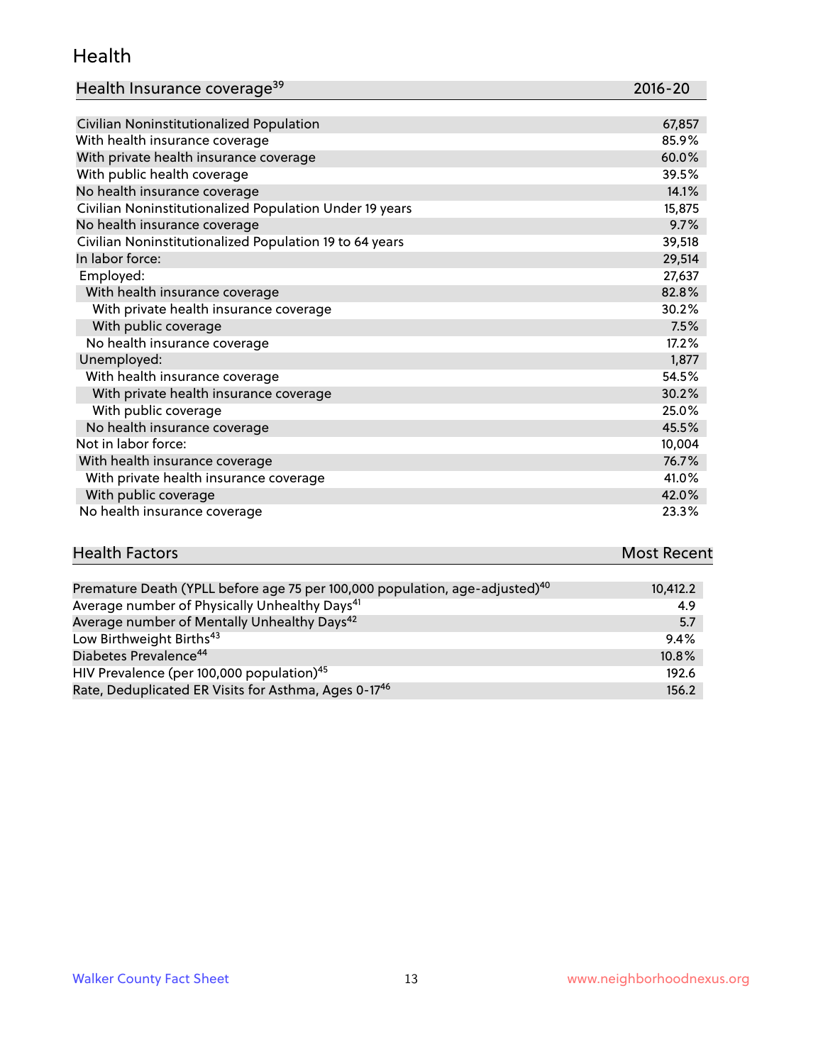## Health

| Health Insurance coverage[39] | 2016-20 |
| --- | --- |
| Civilian Noninstitutionalized Population | 67,857 |
| With health insurance coverage | 85.9% |
| With private health insurance coverage | 60.0% |
| With public health coverage | 39.5% |
| No health insurance coverage | 14.1% |
| Civilian Noninstitutionalized Population Under 19 years | 15,875 |
| No health insurance coverage | 9.7% |
| Civilian Noninstitutionalized Population 19 to 64 years | 39,518 |
| In labor force: | 29,514 |
| Employed: | 27,637 |
| With health insurance coverage | 82.8% |
| With private health insurance coverage | 30.2% |
| With public coverage | 7.5% |
| No health insurance coverage | 17.2% |
| Unemployed: | 1,877 |
| With health insurance coverage | 54.5% |
| With private health insurance coverage | 30.2% |
| With public coverage | 25.0% |
| No health insurance coverage | 45.5% |
| Not in labor force: | 10,004 |
| With health insurance coverage | 76.7% |
| With private health insurance coverage | 41.0% |
| With public coverage | 42.0% |
| No health insurance coverage | 23.3% |

| Health Factors | Most Recent |
| --- | --- |
| Premature Death (YPLL before age 75 per 100,000 population, age-adjusted)[40] | 10,412.2 |
| Average number of Physically Unhealthy Days[41] | 4.9 |
| Average number of Mentally Unhealthy Days[42] | 5.7 |
| Low Birthweight Births[43] | 9.4% |
| Diabetes Prevalence[44] | 10.8% |
| HIV Prevalence (per 100,000 population)[45] | 192.6 |
| Rate, Deduplicated ER Visits for Asthma, Ages 0-17[46] | 156.2 |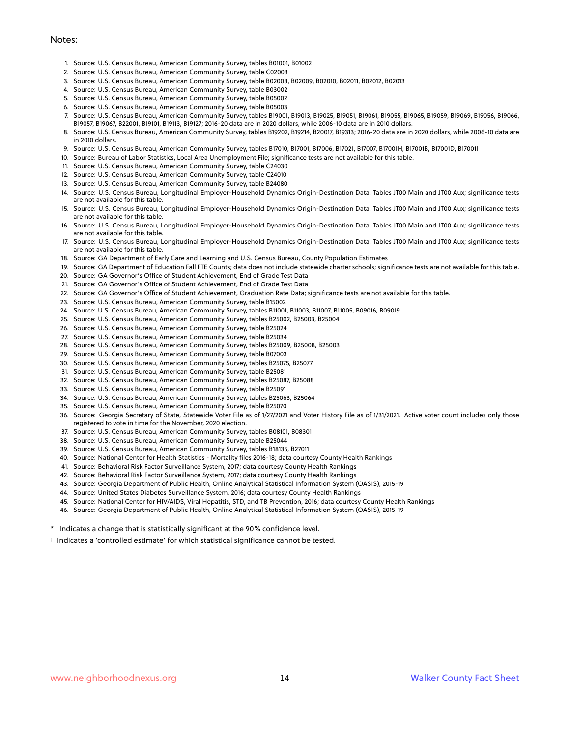Notes:

1. Source: U.S. Census Bureau, American Community Survey, tables B01001, B01002
2. Source: U.S. Census Bureau, American Community Survey, table C02003
3. Source: U.S. Census Bureau, American Community Survey, table B02008, B02009, B02010, B02011, B02012, B02013
4. Source: U.S. Census Bureau, American Community Survey, table B03002
5. Source: U.S. Census Bureau, American Community Survey, table B05002
6. Source: U.S. Census Bureau, American Community Survey, table B05003
7. Source: U.S. Census Bureau, American Community Survey, tables B19001, B19013, B19025, B19051, B19061, B19055, B19065, B19059, B19069, B19056, B19066, B19057, B19067, B22001, B19101, B19113, B19127; 2016-20 data are in 2020 dollars, while 2006-10 data are in 2010 dollars.
8. Source: U.S. Census Bureau, American Community Survey, tables B19202, B19214, B20017, B19313; 2016-20 data are in 2020 dollars, while 2006-10 data are in 2010 dollars.
9. Source: U.S. Census Bureau, American Community Survey, tables B17010, B17001, B17006, B17021, B17007, B17001H, B17001B, B17001D, B17001I
10. Source: Bureau of Labor Statistics, Local Area Unemployment File; significance tests are not available for this table.
11. Source: U.S. Census Bureau, American Community Survey, table C24030
12. Source: U.S. Census Bureau, American Community Survey, table C24010
13. Source: U.S. Census Bureau, American Community Survey, table B24080
14. Source: U.S. Census Bureau, Longitudinal Employer-Household Dynamics Origin-Destination Data, Tables JT00 Main and JT00 Aux; significance tests are not available for this table.
15. Source: U.S. Census Bureau, Longitudinal Employer-Household Dynamics Origin-Destination Data, Tables JT00 Main and JT00 Aux; significance tests are not available for this table.
16. Source: U.S. Census Bureau, Longitudinal Employer-Household Dynamics Origin-Destination Data, Tables JT00 Main and JT00 Aux; significance tests are not available for this table.
17. Source: U.S. Census Bureau, Longitudinal Employer-Household Dynamics Origin-Destination Data, Tables JT00 Main and JT00 Aux; significance tests are not available for this table.
18. Source: GA Department of Early Care and Learning and U.S. Census Bureau, County Population Estimates
19. Source: GA Department of Education Fall FTE Counts; data does not include statewide charter schools; significance tests are not available for this table.
20. Source: GA Governor's Office of Student Achievement, End of Grade Test Data
21. Source: GA Governor's Office of Student Achievement, End of Grade Test Data
22. Source: GA Governor's Office of Student Achievement, Graduation Rate Data; significance tests are not available for this table.
23. Source: U.S. Census Bureau, American Community Survey, table B15002
24. Source: U.S. Census Bureau, American Community Survey, tables B11001, B11003, B11007, B11005, B09016, B09019
25. Source: U.S. Census Bureau, American Community Survey, tables B25002, B25003, B25004
26. Source: U.S. Census Bureau, American Community Survey, table B25024
27. Source: U.S. Census Bureau, American Community Survey, table B25034
28. Source: U.S. Census Bureau, American Community Survey, tables B25009, B25008, B25003
29. Source: U.S. Census Bureau, American Community Survey, table B07003
30. Source: U.S. Census Bureau, American Community Survey, tables B25075, B25077
31. Source: U.S. Census Bureau, American Community Survey, table B25081
32. Source: U.S. Census Bureau, American Community Survey, tables B25087, B25088
33. Source: U.S. Census Bureau, American Community Survey, table B25091
34. Source: U.S. Census Bureau, American Community Survey, tables B25063, B25064
35. Source: U.S. Census Bureau, American Community Survey, table B25070
36. Source: Georgia Secretary of State, Statewide Voter File as of 1/27/2021 and Voter History File as of 1/31/2021. Active voter count includes only those registered to vote in time for the November, 2020 election.
37. Source: U.S. Census Bureau, American Community Survey, tables B08101, B08301
38. Source: U.S. Census Bureau, American Community Survey, table B25044
39. Source: U.S. Census Bureau, American Community Survey, tables B18135, B27011
40. Source: National Center for Health Statistics - Mortality files 2016-18; data courtesy County Health Rankings
41. Source: Behavioral Risk Factor Surveillance System, 2017; data courtesy County Health Rankings
42. Source: Behavioral Risk Factor Surveillance System, 2017; data courtesy County Health Rankings
43. Source: Georgia Department of Public Health, Online Analytical Statistical Information System (OASIS), 2015-19
44. Source: United States Diabetes Surveillance System, 2016; data courtesy County Health Rankings
45. Source: National Center for HIV/AIDS, Viral Hepatitis, STD, and TB Prevention, 2016; data courtesy County Health Rankings
46. Source: Georgia Department of Public Health, Online Analytical Statistical Information System (OASIS), 2015-19

\* Indicates a change that is statistically significant at the 90% confidence level.

† Indicates a 'controlled estimate' for which statistical significance cannot be tested.